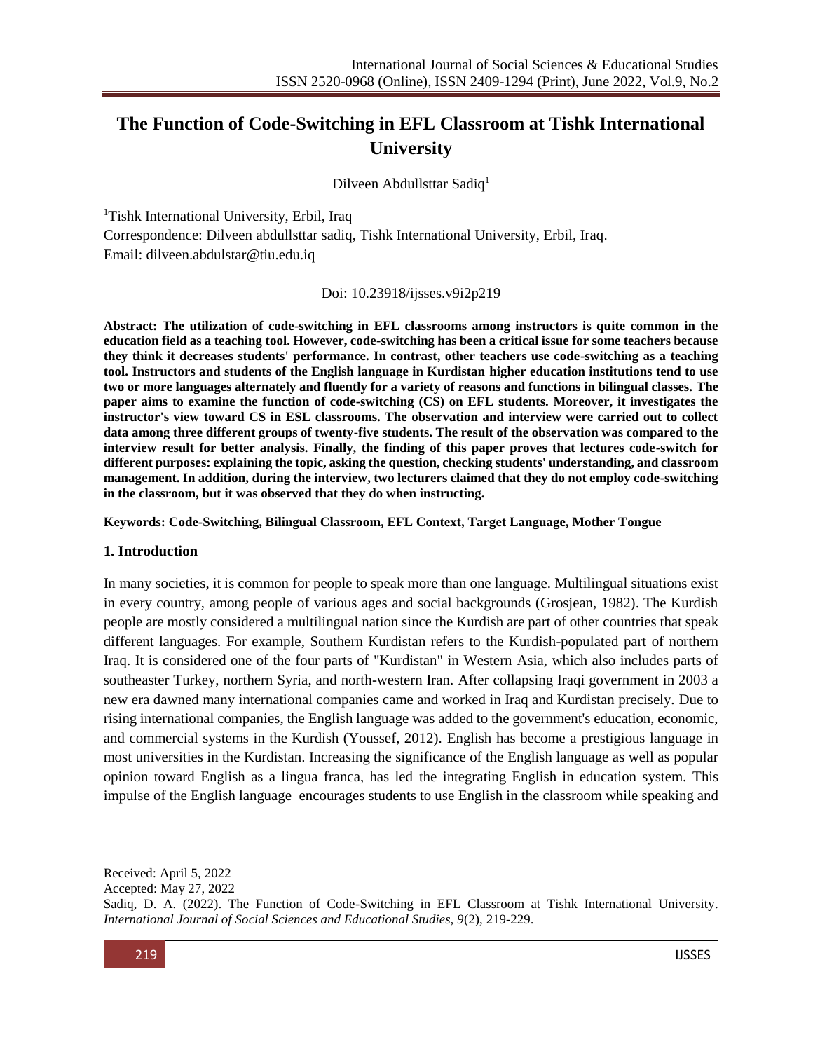# The Function of Code-Switching in EFL Classroom at Tishk International University

Dilveen Abdullsttar Sadiq[1]

[1]Tishk International University, Erbil, Iraq

Correspondence: Dilveen abdullsttar sadiq, Tishk International University, Erbil, Iraq.

Email: dilveen.abdulstar@tiu.edu.iq

Doi: 10.23918/ijsses.v9i2p219

**Abstract: The utilization of code-switching in EFL classrooms among instructors is quite common in the education field as a teaching tool. However, code-switching has been a critical issue for some teachers because they think it decreases students' performance. In contrast, other teachers use code-switching as a teaching tool. Instructors and students of the English language in Kurdistan higher education institutions tend to use two or more languages alternately and fluently for a variety of reasons and functions in bilingual classes. The paper aims to examine the function of code-switching (CS) on EFL students. Moreover, it investigates the instructor's view toward CS in ESL classrooms. The observation and interview were carried out to collect data among three different groups of twenty-five students. The result of the observation was compared to the interview result for better analysis. Finally, the finding of this paper proves that lectures code-switch for different purposes: explaining the topic, asking the question, checking students' understanding, and classroom management. In addition, during the interview, two lecturers claimed that they do not employ code-switching in the classroom, but it was observed that they do when instructing.**

**Keywords: Code-Switching, Bilingual Classroom, EFL Context, Target Language, Mother Tongue**

## 1. Introduction

In many societies, it is common for people to speak more than one language. Multilingual situations exist in every country, among people of various ages and social backgrounds (Grosjean, 1982). The Kurdish people are mostly considered a multilingual nation since the Kurdish are part of other countries that speak different languages. For example, Southern Kurdistan refers to the Kurdish-populated part of northern Iraq. It is considered one of the four parts of "Kurdistan" in Western Asia, which also includes parts of southeaster Turkey, northern Syria, and north-western Iran. After collapsing Iraqi government in 2003 a new era dawned many international companies came and worked in Iraq and Kurdistan precisely. Due to rising international companies, the English language was added to the government's education, economic, and commercial systems in the Kurdish (Youssef, 2012). English has become a prestigious language in most universities in the Kurdistan. Increasing the significance of the English language as well as popular opinion toward English as a lingua franca, has led the integrating English in education system. This impulse of the English language encourages students to use English in the classroom while speaking and

Received: April 5, 2022

Accepted: May 27, 2022

Sadiq, D. A. (2022). The Function of Code-Switching in EFL Classroom at Tishk International University. *International Journal of Social Sciences and Educational Studies, 9*(2), 219-229.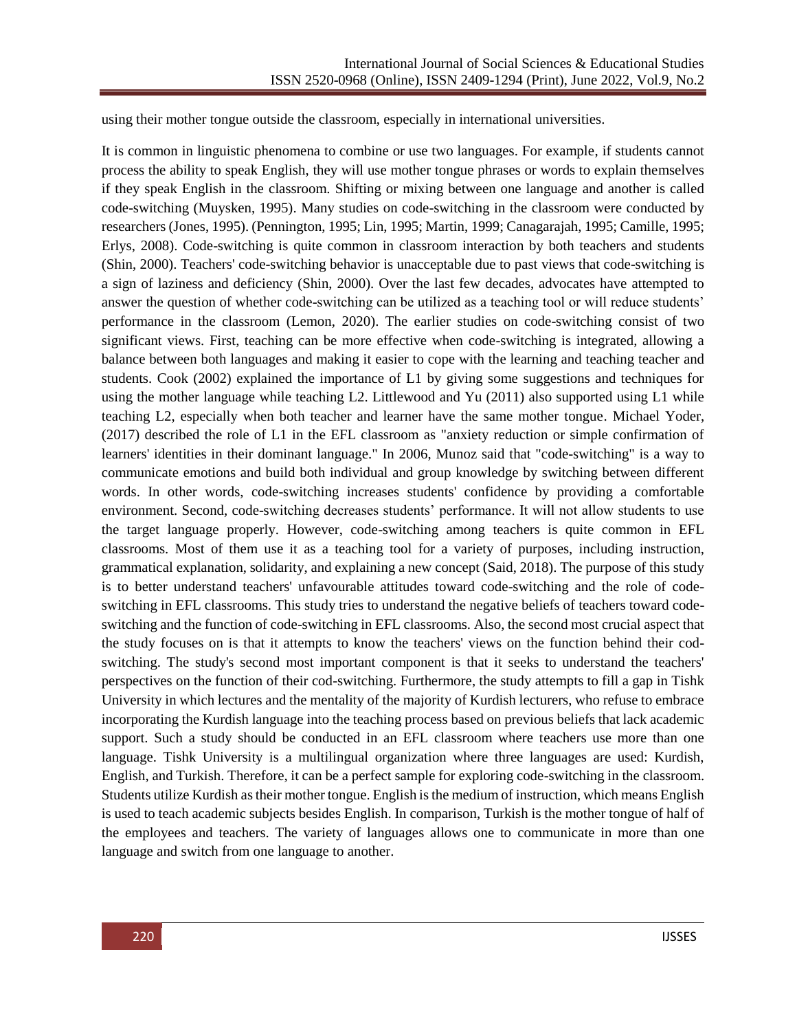using their mother tongue outside the classroom, especially in international universities.

It is common in linguistic phenomena to combine or use two languages. For example, if students cannot process the ability to speak English, they will use mother tongue phrases or words to explain themselves if they speak English in the classroom. Shifting or mixing between one language and another is called code-switching (Muysken, 1995). Many studies on code-switching in the classroom were conducted by researchers (Jones, 1995). (Pennington, 1995; Lin, 1995; Martin, 1999; Canagarajah, 1995; Camille, 1995; Erlys, 2008). Code-switching is quite common in classroom interaction by both teachers and students (Shin, 2000). Teachers' code-switching behavior is unacceptable due to past views that code-switching is a sign of laziness and deficiency (Shin, 2000). Over the last few decades, advocates have attempted to answer the question of whether code-switching can be utilized as a teaching tool or will reduce students' performance in the classroom (Lemon, 2020). The earlier studies on code-switching consist of two significant views. First, teaching can be more effective when code-switching is integrated, allowing a balance between both languages and making it easier to cope with the learning and teaching teacher and students. Cook (2002) explained the importance of L1 by giving some suggestions and techniques for using the mother language while teaching L2. Littlewood and Yu (2011) also supported using L1 while teaching L2, especially when both teacher and learner have the same mother tongue. Michael Yoder, (2017) described the role of L1 in the EFL classroom as "anxiety reduction or simple confirmation of learners' identities in their dominant language." In 2006, Munoz said that "code-switching" is a way to communicate emotions and build both individual and group knowledge by switching between different words. In other words, code-switching increases students' confidence by providing a comfortable environment. Second, code-switching decreases students' performance. It will not allow students to use the target language properly. However, code-switching among teachers is quite common in EFL classrooms. Most of them use it as a teaching tool for a variety of purposes, including instruction, grammatical explanation, solidarity, and explaining a new concept (Said, 2018). The purpose of this study is to better understand teachers' unfavourable attitudes toward code-switching and the role of code-switching in EFL classrooms. This study tries to understand the negative beliefs of teachers toward code-switching and the function of code-switching in EFL classrooms. Also, the second most crucial aspect that the study focuses on is that it attempts to know the teachers' views on the function behind their cod-switching. The study's second most important component is that it seeks to understand the teachers' perspectives on the function of their cod-switching. Furthermore, the study attempts to fill a gap in Tishk University in which lectures and the mentality of the majority of Kurdish lecturers, who refuse to embrace incorporating the Kurdish language into the teaching process based on previous beliefs that lack academic support. Such a study should be conducted in an EFL classroom where teachers use more than one language. Tishk University is a multilingual organization where three languages are used: Kurdish, English, and Turkish. Therefore, it can be a perfect sample for exploring code-switching in the classroom. Students utilize Kurdish as their mother tongue. English is the medium of instruction, which means English is used to teach academic subjects besides English. In comparison, Turkish is the mother tongue of half of the employees and teachers. The variety of languages allows one to communicate in more than one language and switch from one language to another.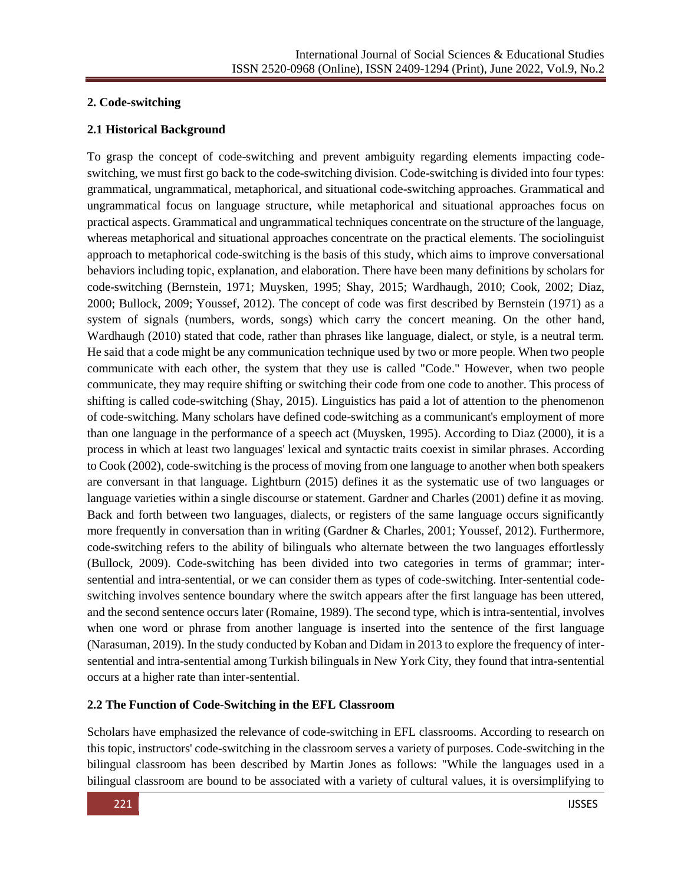## 2. Code-switching

### 2.1 Historical Background

To grasp the concept of code-switching and prevent ambiguity regarding elements impacting code-switching, we must first go back to the code-switching division. Code-switching is divided into four types: grammatical, ungrammatical, metaphorical, and situational code-switching approaches. Grammatical and ungrammatical focus on language structure, while metaphorical and situational approaches focus on practical aspects. Grammatical and ungrammatical techniques concentrate on the structure of the language, whereas metaphorical and situational approaches concentrate on the practical elements. The sociolinguist approach to metaphorical code-switching is the basis of this study, which aims to improve conversational behaviors including topic, explanation, and elaboration. There have been many definitions by scholars for code-switching (Bernstein, 1971; Muysken, 1995; Shay, 2015; Wardhaugh, 2010; Cook, 2002; Diaz, 2000; Bullock, 2009; Youssef, 2012). The concept of code was first described by Bernstein (1971) as a system of signals (numbers, words, songs) which carry the concert meaning. On the other hand, Wardhaugh (2010) stated that code, rather than phrases like language, dialect, or style, is a neutral term. He said that a code might be any communication technique used by two or more people. When two people communicate with each other, the system that they use is called "Code." However, when two people communicate, they may require shifting or switching their code from one code to another. This process of shifting is called code-switching (Shay, 2015). Linguistics has paid a lot of attention to the phenomenon of code-switching. Many scholars have defined code-switching as a communicant's employment of more than one language in the performance of a speech act (Muysken, 1995). According to Diaz (2000), it is a process in which at least two languages' lexical and syntactic traits coexist in similar phrases. According to Cook (2002), code-switching is the process of moving from one language to another when both speakers are conversant in that language. Lightburn (2015) defines it as the systematic use of two languages or language varieties within a single discourse or statement. Gardner and Charles (2001) define it as moving. Back and forth between two languages, dialects, or registers of the same language occurs significantly more frequently in conversation than in writing (Gardner & Charles, 2001; Youssef, 2012). Furthermore, code-switching refers to the ability of bilinguals who alternate between the two languages effortlessly (Bullock, 2009). Code-switching has been divided into two categories in terms of grammar; inter-sentential and intra-sentential, or we can consider them as types of code-switching. Inter-sentential code-switching involves sentence boundary where the switch appears after the first language has been uttered, and the second sentence occurs later (Romaine, 1989). The second type, which is intra-sentential, involves when one word or phrase from another language is inserted into the sentence of the first language (Narasuman, 2019). In the study conducted by Koban and Didam in 2013 to explore the frequency of inter-sentential and intra-sentential among Turkish bilinguals in New York City, they found that intra-sentential occurs at a higher rate than inter-sentential.

### 2.2 The Function of Code-Switching in the EFL Classroom

Scholars have emphasized the relevance of code-switching in EFL classrooms. According to research on this topic, instructors' code-switching in the classroom serves a variety of purposes. Code-switching in the bilingual classroom has been described by Martin Jones as follows: "While the languages used in a bilingual classroom are bound to be associated with a variety of cultural values, it is oversimplifying to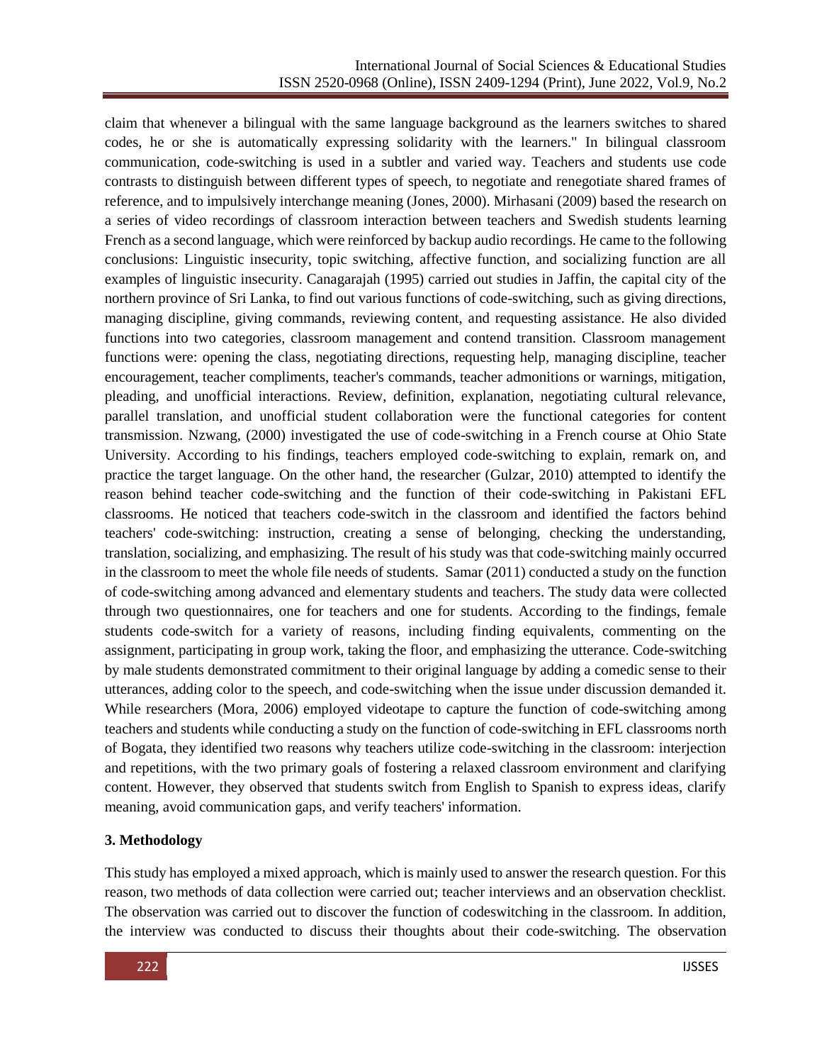claim that whenever a bilingual with the same language background as the learners switches to shared codes, he or she is automatically expressing solidarity with the learners." In bilingual classroom communication, code-switching is used in a subtler and varied way. Teachers and students use code contrasts to distinguish between different types of speech, to negotiate and renegotiate shared frames of reference, and to impulsively interchange meaning (Jones, 2000). Mirhasani (2009) based the research on a series of video recordings of classroom interaction between teachers and Swedish students learning French as a second language, which were reinforced by backup audio recordings. He came to the following conclusions: Linguistic insecurity, topic switching, affective function, and socializing function are all examples of linguistic insecurity. Canagarajah (1995) carried out studies in Jaffin, the capital city of the northern province of Sri Lanka, to find out various functions of code-switching, such as giving directions, managing discipline, giving commands, reviewing content, and requesting assistance. He also divided functions into two categories, classroom management and contend transition. Classroom management functions were: opening the class, negotiating directions, requesting help, managing discipline, teacher encouragement, teacher compliments, teacher's commands, teacher admonitions or warnings, mitigation, pleading, and unofficial interactions. Review, definition, explanation, negotiating cultural relevance, parallel translation, and unofficial student collaboration were the functional categories for content transmission. Nzwang, (2000) investigated the use of code-switching in a French course at Ohio State University. According to his findings, teachers employed code-switching to explain, remark on, and practice the target language. On the other hand, the researcher (Gulzar, 2010) attempted to identify the reason behind teacher code-switching and the function of their code-switching in Pakistani EFL classrooms. He noticed that teachers code-switch in the classroom and identified the factors behind teachers' code-switching: instruction, creating a sense of belonging, checking the understanding, translation, socializing, and emphasizing. The result of his study was that code-switching mainly occurred in the classroom to meet the whole file needs of students. Samar (2011) conducted a study on the function of code-switching among advanced and elementary students and teachers. The study data were collected through two questionnaires, one for teachers and one for students. According to the findings, female students code-switch for a variety of reasons, including finding equivalents, commenting on the assignment, participating in group work, taking the floor, and emphasizing the utterance. Code-switching by male students demonstrated commitment to their original language by adding a comedic sense to their utterances, adding color to the speech, and code-switching when the issue under discussion demanded it. While researchers (Mora, 2006) employed videotape to capture the function of code-switching among teachers and students while conducting a study on the function of code-switching in EFL classrooms north of Bogata, they identified two reasons why teachers utilize code-switching in the classroom: interjection and repetitions, with the two primary goals of fostering a relaxed classroom environment and clarifying content. However, they observed that students switch from English to Spanish to express ideas, clarify meaning, avoid communication gaps, and verify teachers' information.

## 3. Methodology

This study has employed a mixed approach, which is mainly used to answer the research question. For this reason, two methods of data collection were carried out; teacher interviews and an observation checklist. The observation was carried out to discover the function of codeswitching in the classroom. In addition, the interview was conducted to discuss their thoughts about their code-switching. The observation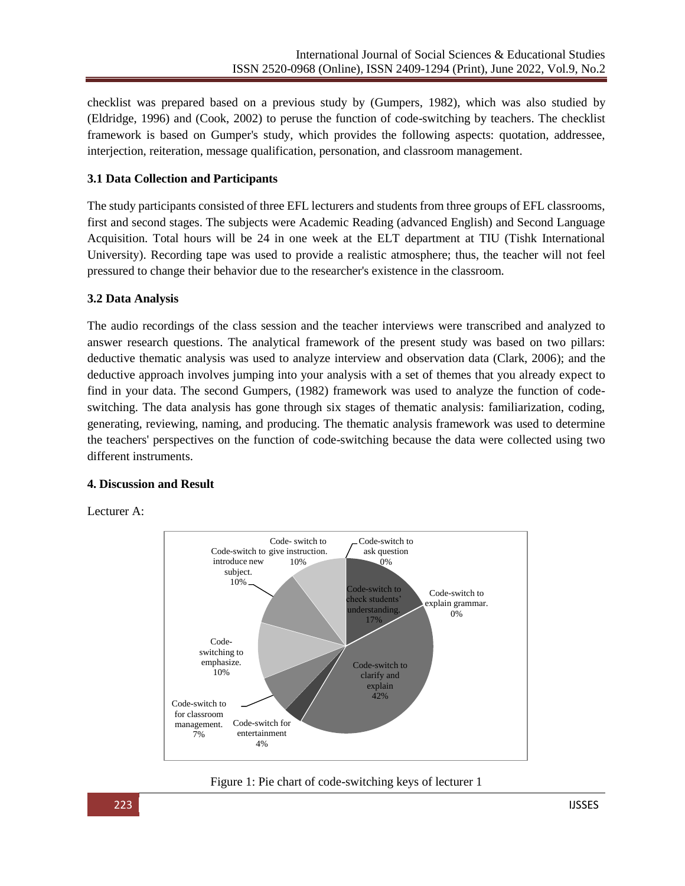checklist was prepared based on a previous study by (Gumpers, 1982), which was also studied by (Eldridge, 1996) and (Cook, 2002) to peruse the function of code-switching by teachers. The checklist framework is based on Gumper's study, which provides the following aspects: quotation, addressee, interjection, reiteration, message qualification, personation, and classroom management.

### 3.1 Data Collection and Participants

The study participants consisted of three EFL lecturers and students from three groups of EFL classrooms, first and second stages. The subjects were Academic Reading (advanced English) and Second Language Acquisition. Total hours will be 24 in one week at the ELT department at TIU (Tishk International University). Recording tape was used to provide a realistic atmosphere; thus, the teacher will not feel pressured to change their behavior due to the researcher's existence in the classroom.

### 3.2 Data Analysis

The audio recordings of the class session and the teacher interviews were transcribed and analyzed to answer research questions. The analytical framework of the present study was based on two pillars: deductive thematic analysis was used to analyze interview and observation data (Clark, 2006); and the deductive approach involves jumping into your analysis with a set of themes that you already expect to find in your data. The second Gumpers, (1982) framework was used to analyze the function of code-switching. The data analysis has gone through six stages of thematic analysis: familiarization, coding, generating, reviewing, naming, and producing. The thematic analysis framework was used to determine the teachers' perspectives on the function of code-switching because the data were collected using two different instruments.

## 4. Discussion and Result

Lecturer A:

Code-switch to ask question 0%
Code-switch to explain grammar. 0%
Code-switch to check students' understanding. 17%
Code-switch to clarify and explain 42%
Code-switch for entertainment 4%
Code-switch to for classroom management. 7%
Code-switching to emphasize. 10%
Code-switch to introduce new subject. 10%
Code- switch to give instruction. 10%

Figure 1: Pie chart of code-switching keys of lecturer 1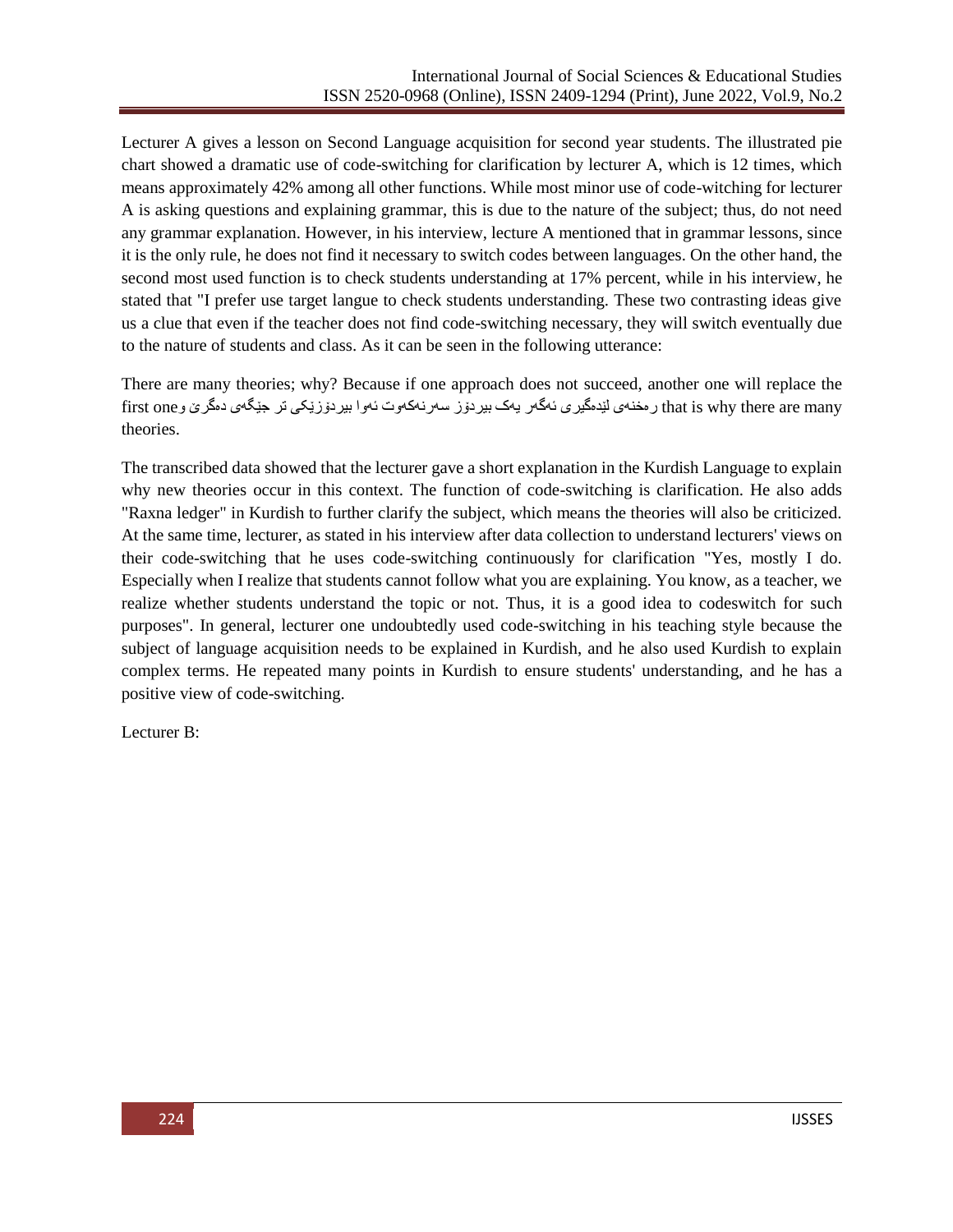Lecturer A gives a lesson on Second Language acquisition for second year students. The illustrated pie chart showed a dramatic use of code-switching for clarification by lecturer A, which is 12 times, which means approximately 42% among all other functions. While most minor use of code-witching for lecturer A is asking questions and explaining grammar, this is due to the nature of the subject; thus, do not need any grammar explanation. However, in his interview, lecture A mentioned that in grammar lessons, since it is the only rule, he does not find it necessary to switch codes between languages. On the other hand, the second most used function is to check students understanding at 17% percent, while in his interview, he stated that "I prefer use target langue to check students understanding. These two contrasting ideas give us a clue that even if the teacher does not find code-switching necessary, they will switch eventually due to the nature of students and class. As it can be seen in the following utterance:

There are many theories; why? Because if one approach does not succeed, another one will replace the first one ڕەخنەی لێدەگیری ئەگەر یەک بیردۆز سەرنەکەوت ئەوا بیردۆزێکی تر جێگەی دەگری و that is why there are many theories.

The transcribed data showed that the lecturer gave a short explanation in the Kurdish Language to explain why new theories occur in this context. The function of code-switching is clarification. He also adds "Raxna ledger" in Kurdish to further clarify the subject, which means the theories will also be criticized. At the same time, lecturer, as stated in his interview after data collection to understand lecturers' views on their code-switching that he uses code-switching continuously for clarification "Yes, mostly I do. Especially when I realize that students cannot follow what you are explaining. You know, as a teacher, we realize whether students understand the topic or not. Thus, it is a good idea to codeswitch for such purposes". In general, lecturer one undoubtedly used code-switching in his teaching style because the subject of language acquisition needs to be explained in Kurdish, and he also used Kurdish to explain complex terms. He repeated many points in Kurdish to ensure students' understanding, and he has a positive view of code-switching.

Lecturer B: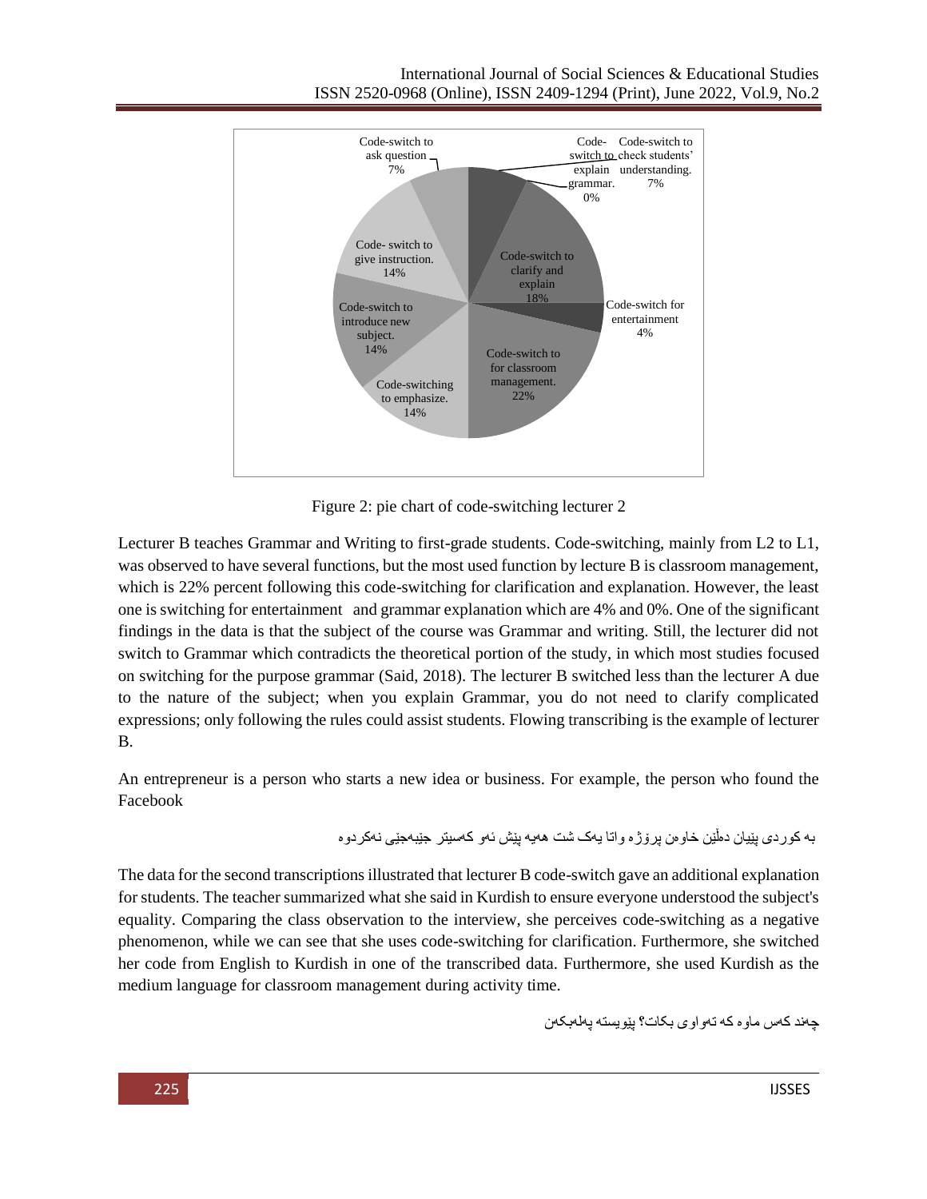Code-switch to ask question 7%

Code-switch to explain grammar. 0%

Code-switch to check students' understanding. 7%

Code- switch to give instruction. 14%

Code-switch to clarify and explain 18%

Code-switch for entertainment 4%

Code-switch to introduce new subject. 14%

Code-switch to for classroom management. 22%

Code-switching to emphasize. 14%

Figure 2: pie chart of code-switching lecturer 2

Lecturer B teaches Grammar and Writing to first-grade students. Code-switching, mainly from L2 to L1, was observed to have several functions, but the most used function by lecture B is classroom management, which is 22% percent following this code-switching for clarification and explanation. However, the least one is switching for entertainment and grammar explanation which are 4% and 0%. One of the significant findings in the data is that the subject of the course was Grammar and writing. Still, the lecturer did not switch to Grammar which contradicts the theoretical portion of the study, in which most studies focused on switching for the purpose grammar (Said, 2018). The lecturer B switched less than the lecturer A due to the nature of the subject; when you explain Grammar, you do not need to clarify complicated expressions; only following the rules could assist students. Flowing transcribing is the example of lecturer B.

An entrepreneur is a person who starts a new idea or business. For example, the person who found the Facebook

بە کوردی پێیان دەڵێن خاوەن پرۆژە واتا یەک شت هەیە پێش ئەو کەسیتر جێبەجێی نەکردوە

The data for the second transcriptions illustrated that lecturer B code-switch gave an additional explanation for students. The teacher summarized what she said in Kurdish to ensure everyone understood the subject's equality. Comparing the class observation to the interview, she perceives code-switching as a negative phenomenon, while we can see that she uses code-switching for clarification. Furthermore, she switched her code from English to Kurdish in one of the transcribed data. Furthermore, she used Kurdish as the medium language for classroom management during activity time.

چەند کەس ماوە کە تەواوی بکات؟ پێویستە پەلەبکەن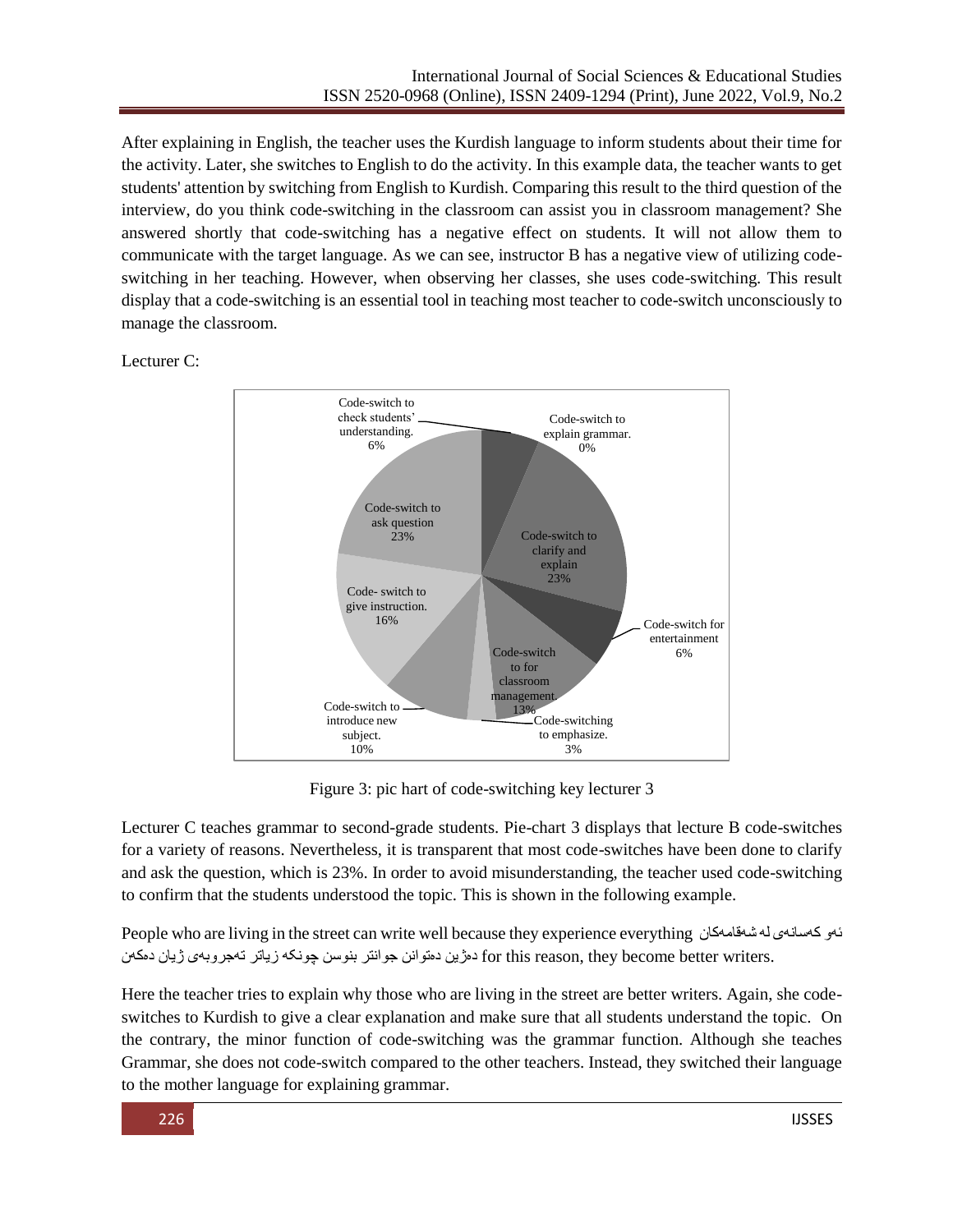After explaining in English, the teacher uses the Kurdish language to inform students about their time for the activity. Later, she switches to English to do the activity. In this example data, the teacher wants to get students' attention by switching from English to Kurdish. Comparing this result to the third question of the interview, do you think code-switching in the classroom can assist you in classroom management? She answered shortly that code-switching has a negative effect on students. It will not allow them to communicate with the target language. As we can see, instructor B has a negative view of utilizing code-switching in her teaching. However, when observing her classes, she uses code-switching. This result display that a code-switching is an essential tool in teaching most teacher to code-switch unconsciously to manage the classroom.

Lecturer C:

Code-switch to check students' understanding. 6%

Code-switch to explain grammar. 0%

Code-switch to ask question 23%

Code-switch to clarify and explain 23%

Code- switch to give instruction. 16%

Code-switch for entertainment 6%

Code-switch to for classroom management. 13%

Code-switch to introduce new subject. 10%

Code-switching to emphasize. 3%

Figure 3: pic hart of code-switching key lecturer 3

Lecturer C teaches grammar to second-grade students. Pie-chart 3 displays that lecture B code-switches for a variety of reasons. Nevertheless, it is transparent that most code-switches have been done to clarify and ask the question, which is 23%. In order to avoid misunderstanding, the teacher used code-switching to confirm that the students understood the topic. This is shown in the following example.

People who are living in the street can write well because they experience everything ئەو کەسانەی لە شەقامەکان دەژین دەتوانن جوانتر بنوسن چونکە زیاتر تەجروبەی ژیان دەکەن for this reason, they become better writers.

Here the teacher tries to explain why those who are living in the street are better writers. Again, she code-switches to Kurdish to give a clear explanation and make sure that all students understand the topic. On the contrary, the minor function of code-switching was the grammar function. Although she teaches Grammar, she does not code-switch compared to the other teachers. Instead, they switched their language to the mother language for explaining grammar.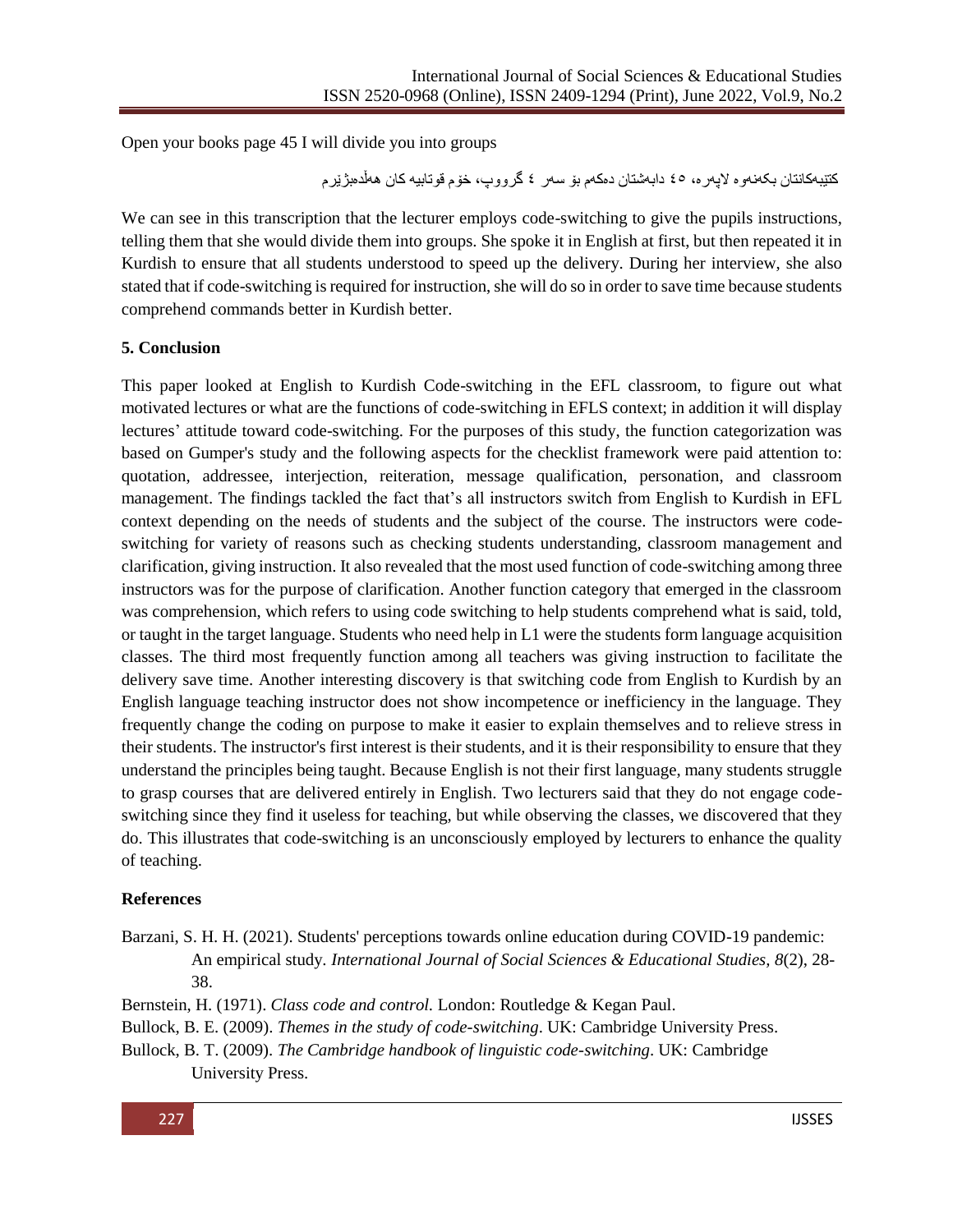Open your books page 45 I will divide you into groups

کتێبەکانتان بکەنەوە لاپەرە، ٤٥ دابەشتان دەکەم بۆ سەر ٤ گرووپ، خۆم قوتابیە کان هەڵدەبژێرم

We can see in this transcription that the lecturer employs code-switching to give the pupils instructions, telling them that she would divide them into groups. She spoke it in English at first, but then repeated it in Kurdish to ensure that all students understood to speed up the delivery. During her interview, she also stated that if code-switching is required for instruction, she will do so in order to save time because students comprehend commands better in Kurdish better.

## 5. Conclusion

This paper looked at English to Kurdish Code-switching in the EFL classroom, to figure out what motivated lectures or what are the functions of code-switching in EFLS context; in addition it will display lectures' attitude toward code-switching. For the purposes of this study, the function categorization was based on Gumper's study and the following aspects for the checklist framework were paid attention to: quotation, addressee, interjection, reiteration, message qualification, personation, and classroom management. The findings tackled the fact that's all instructors switch from English to Kurdish in EFL context depending on the needs of students and the subject of the course. The instructors were code-switching for variety of reasons such as checking students understanding, classroom management and clarification, giving instruction. It also revealed that the most used function of code-switching among three instructors was for the purpose of clarification. Another function category that emerged in the classroom was comprehension, which refers to using code switching to help students comprehend what is said, told, or taught in the target language. Students who need help in L1 were the students form language acquisition classes. The third most frequently function among all teachers was giving instruction to facilitate the delivery save time. Another interesting discovery is that switching code from English to Kurdish by an English language teaching instructor does not show incompetence or inefficiency in the language. They frequently change the coding on purpose to make it easier to explain themselves and to relieve stress in their students. The instructor's first interest is their students, and it is their responsibility to ensure that they understand the principles being taught. Because English is not their first language, many students struggle to grasp courses that are delivered entirely in English. Two lecturers said that they do not engage code-switching since they find it useless for teaching, but while observing the classes, we discovered that they do. This illustrates that code-switching is an unconsciously employed by lecturers to enhance the quality of teaching.

## References

Barzani, S. H. H. (2021). Students' perceptions towards online education during COVID-19 pandemic: An empirical study. *International Journal of Social Sciences & Educational Studies, 8*(2), 28-38.

Bernstein, H. (1971). *Class code and control.* London: Routledge & Kegan Paul.

Bullock, B. E. (2009). *Themes in the study of code-switching*. UK: Cambridge University Press.

Bullock, B. T. (2009). *The Cambridge handbook of linguistic code-switching*. UK: Cambridge University Press.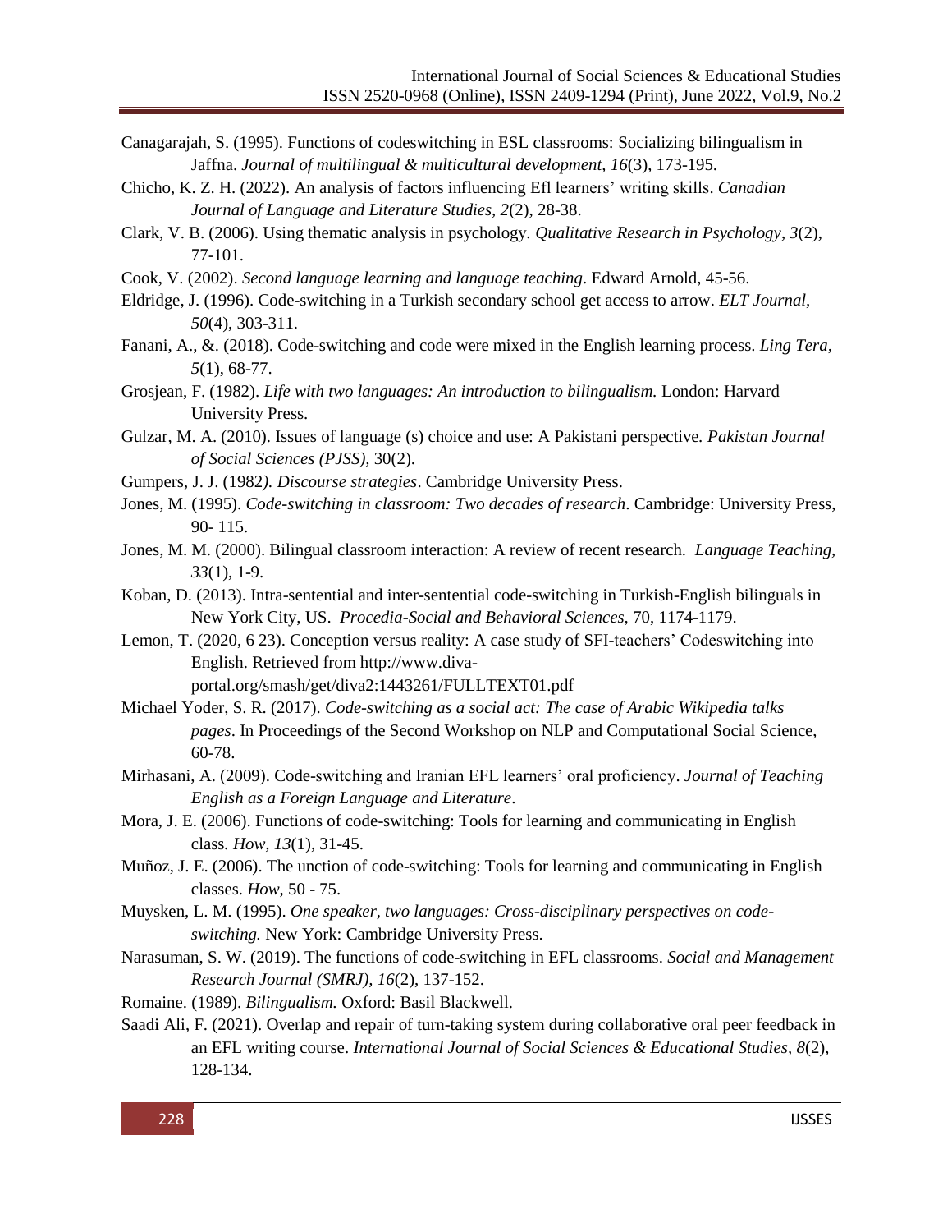Canagarajah, S. (1995). Functions of codeswitching in ESL classrooms: Socializing bilingualism in Jaffna. *Journal of multilingual & multicultural development, 16*(3), 173-195.

Chicho, K. Z. H. (2022). An analysis of factors influencing Efl learners' writing skills. *Canadian Journal of Language and Literature Studies, 2*(2), 28-38.

Clark, V. B. (2006). Using thematic analysis in psychology. *Qualitative Research in Psychology, 3*(2), 77-101.

Cook, V. (2002). *Second language learning and language teaching*. Edward Arnold, 45-56.

Eldridge, J. (1996). Code-switching in a Turkish secondary school get access to arrow. *ELT Journal, 50*(4), 303-311.

Fanani, A., &. (2018). Code-switching and code were mixed in the English learning process. *Ling Tera, 5*(1), 68-77.

Grosjean, F. (1982). *Life with two languages: An introduction to bilingualism.* London: Harvard University Press.

Gulzar, M. A. (2010). Issues of language (s) choice and use: A Pakistani perspective. *Pakistan Journal of Social Sciences (PJSS),* 30(2).

Gumpers, J. J. (1982*). Discourse strategies*. Cambridge University Press.

Jones, M. (1995). *Code-switching in classroom: Two decades of research*. Cambridge: University Press, 90- 115.

Jones, M. M. (2000). Bilingual classroom interaction: A review of recent research. *Language Teaching, 33*(1), 1-9.

Koban, D. (2013). Intra-sentential and inter-sentential code-switching in Turkish-English bilinguals in New York City, US. *Procedia-Social and Behavioral Sciences,* 70, 1174-1179.

Lemon, T. (2020, 6 23). Conception versus reality: A case study of SFI-teachers' Codeswitching into English. Retrieved from http://www.diva-portal.org/smash/get/diva2:1443261/FULLTEXT01.pdf

Michael Yoder, S. R. (2017). *Code-switching as a social act: The case of Arabic Wikipedia talks pages*. In Proceedings of the Second Workshop on NLP and Computational Social Science, 60-78.

Mirhasani, A. (2009). Code-switching and Iranian EFL learners' oral proficiency. *Journal of Teaching English as a Foreign Language and Literature*.

Mora, J. E. (2006). Functions of code-switching: Tools for learning and communicating in English class. *How, 13*(1), 31-45.

Muñoz, J. E. (2006). The unction of code-switching: Tools for learning and communicating in English classes. *How*, 50 - 75.

Muysken, L. M. (1995). *One speaker, two languages: Cross-disciplinary perspectives on code-switching.* New York: Cambridge University Press.

Narasuman, S. W. (2019). The functions of code-switching in EFL classrooms. *Social and Management Research Journal (SMRJ), 16*(2), 137-152.

Romaine. (1989). *Bilingualism.* Oxford: Basil Blackwell.

Saadi Ali, F. (2021). Overlap and repair of turn-taking system during collaborative oral peer feedback in an EFL writing course. *International Journal of Social Sciences & Educational Studies, 8*(2), 128-134.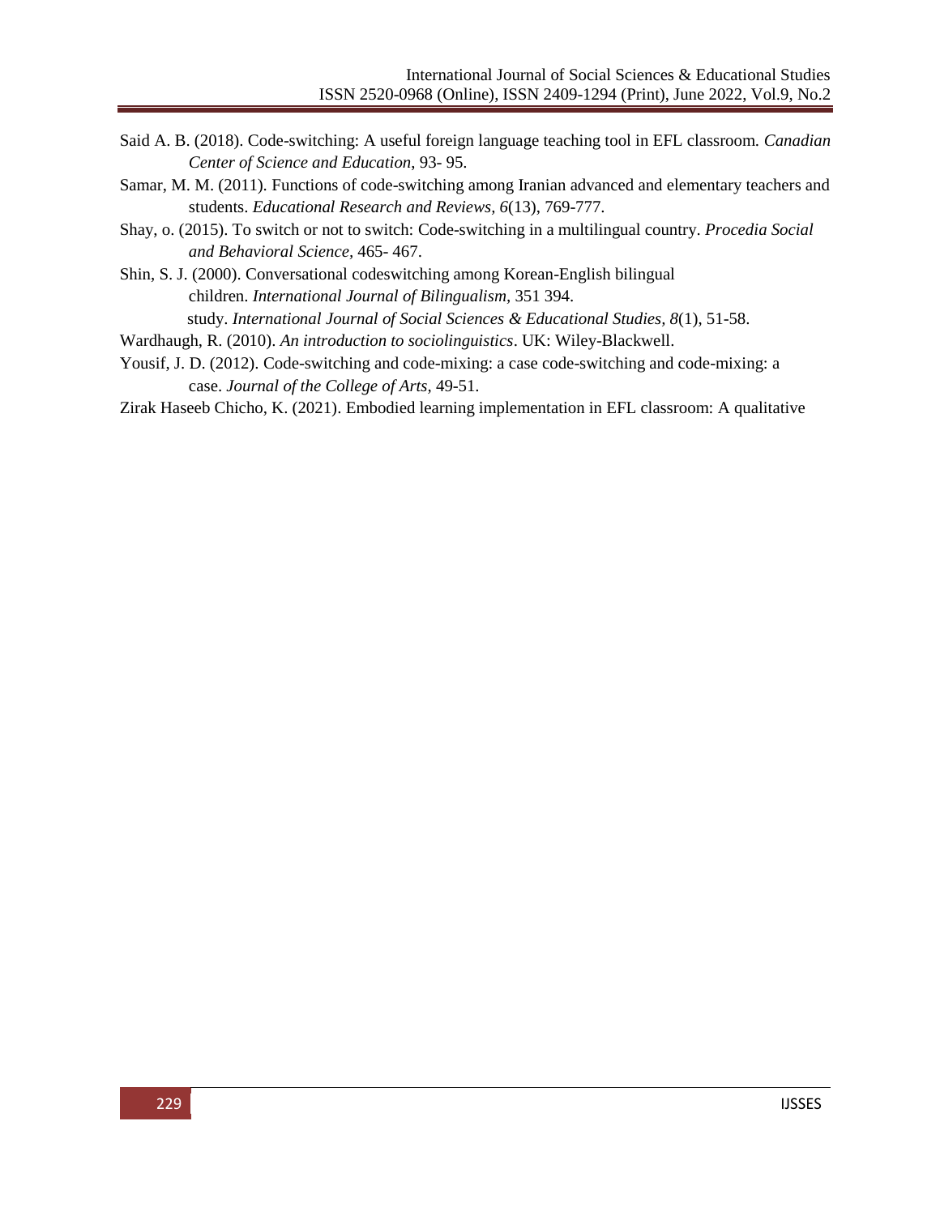Said A. B. (2018). Code-switching: A useful foreign language teaching tool in EFL classroom. *Canadian Center of Science and Education*, 93- 95.

Samar, M. M. (2011). Functions of code-switching among Iranian advanced and elementary teachers and students. *Educational Research and Reviews, 6*(13), 769-777.

Shay, o. (2015). To switch or not to switch: Code-switching in a multilingual country. *Procedia Social and Behavioral Science,* 465- 467.

Shin, S. J. (2000). Conversational codeswitching among Korean-English bilingual children. *International Journal of Bilingualism,* 351 394.
study. *International Journal of Social Sciences & Educational Studies, 8*(1), 51-58.

Wardhaugh, R. (2010). *An introduction to sociolinguistics*. UK: Wiley-Blackwell.

Yousif, J. D. (2012). Code-switching and code-mixing: a case code-switching and code-mixing: a case. *Journal of the College of Arts*, 49-51.

Zirak Haseeb Chicho, K. (2021). Embodied learning implementation in EFL classroom: A qualitative